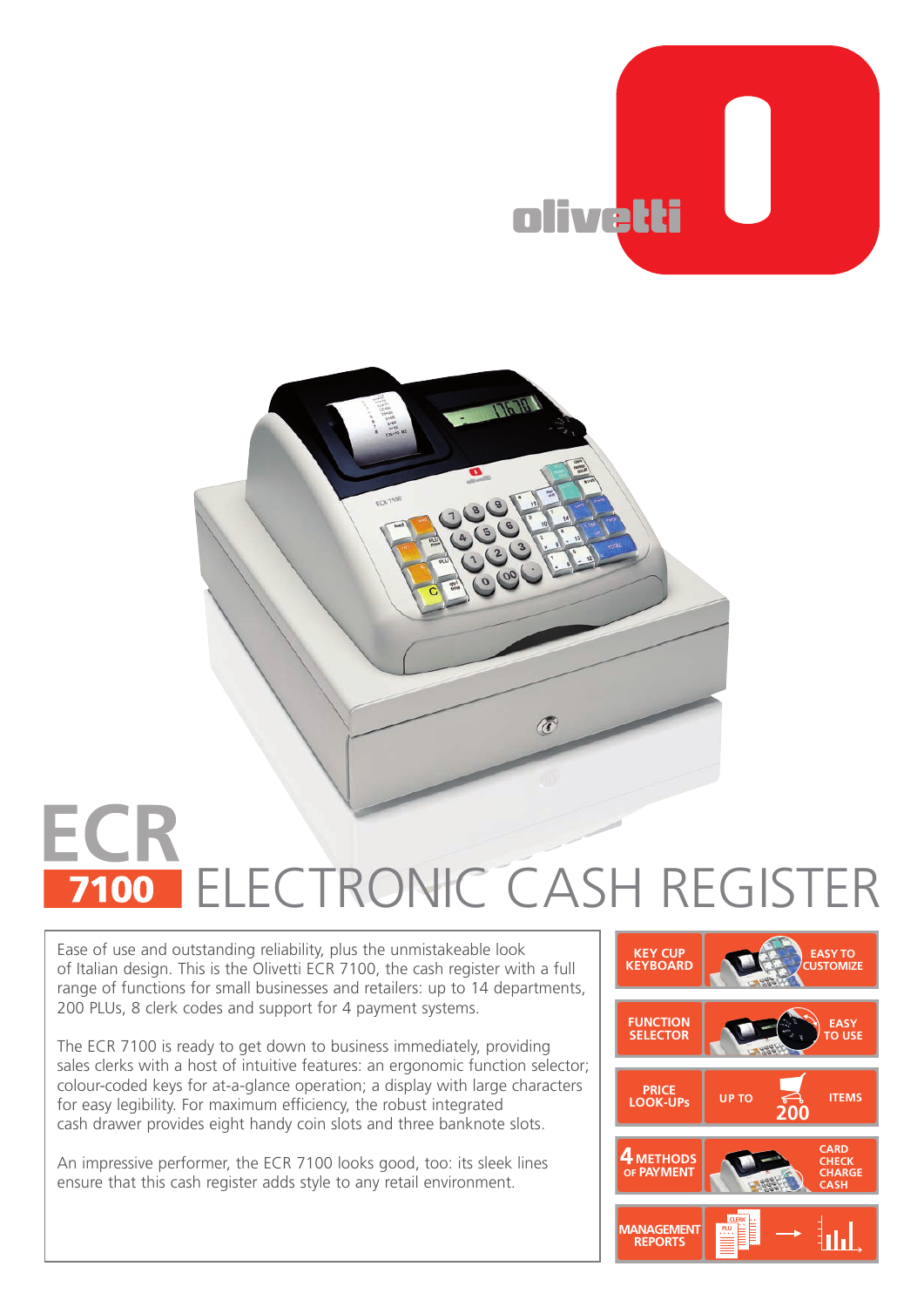# ECR 7100 ELECTRONIC CASH REGISTER

Ease of use and outstanding reliability, plus the unmistakeable look of Italian design. This is the Olivetti ECR 7100, the cash register with a full range of functions for small businesses and retailers: up to 14 departments, 200 PLUs, 8 clerk codes and support for 4 payment systems.

The ECR 7100 is ready to get down to business immediately, providing sales clerks with a host of intuitive features: an ergonomic function selector; colour-coded keys for at-a-glance operation; a display with large characters for easy legibility. For maximum efficiency, the robust integrated cash drawer provides eight handy coin slots and three banknote slots.

An impressive performer, the ECR 7100 looks good, too: its sleek lines ensure that this cash register adds style to any retail environment.

- **KEY CUP KEYBOARD** – EASY TO CUSTOMIZE
- **FUNCTION SELECTOR** – EASY TO USE
- **PRICE LOOK-UPs** – UP TO 200 ITEMS
- **4 METHODS OF PAYMENT** – CARD, CHECK, CHARGE, CASH
- **MANAGEMENT REPORTS**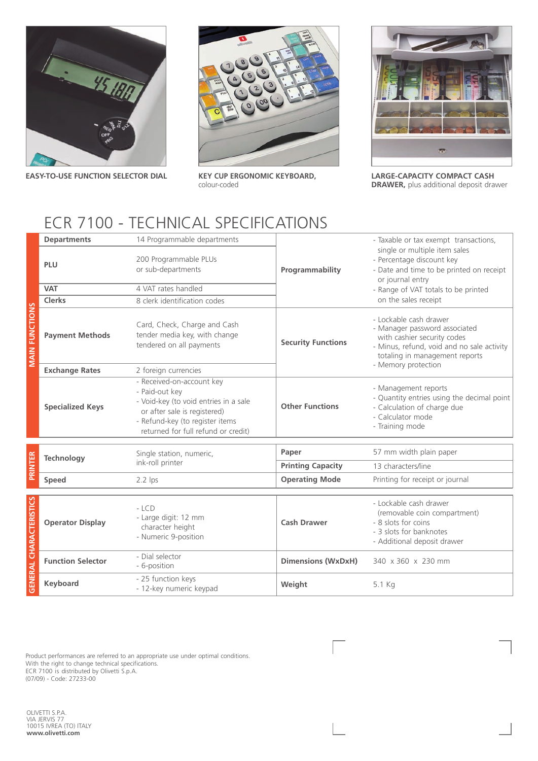**EASY-TO-USE FUNCTION SELECTOR DIAL**

**KEY CUP ERGONOMIC KEYBOARD,** colour-coded

**LARGE-CAPACITY COMPACT CASH DRAWER,** plus additional deposit drawer

# ECR 7100 - TECHNICAL SPECIFICATIONS

## MAIN FUNCTIONS

| | | | |
|---|---|---|---|
| **Departments** | 14 Programmable departments | **Programmability** | - Taxable or tax exempt transactions, single or multiple item sales<br>- Percentage discount key<br>- Date and time to be printed on receipt or journal entry<br>- Range of VAT totals to be printed on the sales receipt |
| **PLU** | 200 Programmable PLUs or sub-departments | | |
| **VAT** | 4 VAT rates handled | | |
| **Clerks** | 8 clerk identification codes | | |
| **Payment Methods** | Card, Check, Charge and Cash tender media key, with change tendered on all payments | **Security Functions** | - Lockable cash drawer<br>- Manager password associated with cashier security codes<br>- Minus, refund, void and no sale activity totaling in management reports<br>- Memory protection |
| **Exchange Rates** | 2 foreign currencies | | |
| **Specialized Keys** | - Received-on-account key<br>- Paid-out key<br>- Void-key (to void entries in a sale or after sale is registered)<br>- Refund-key (to register items returned for full refund or credit) | **Other Functions** | - Management reports<br>- Quantity entries using the decimal point<br>- Calculation of charge due<br>- Calculator mode<br>- Training mode |

## PRINTER

| | | | |
|---|---|---|---|
| **Technology** | Single station, numeric, ink-roll printer | **Paper** | 57 mm width plain paper |
| | | **Printing Capacity** | 13 characters/line |
| **Speed** | 2.2 lps | **Operating Mode** | Printing for receipt or journal |

## GENERAL CHARACTERISTICS

| | | | |
|---|---|---|---|
| **Operator Display** | - LCD<br>- Large digit: 12 mm character height<br>- Numeric 9-position | **Cash Drawer** | - Lockable cash drawer (removable coin compartment)<br>- 8 slots for coins<br>- 3 slots for banknotes<br>- Additional deposit drawer |
| **Function Selector** | - Dial selector<br>- 6-position | **Dimensions (WxDxH)** | 340 x 360 x 230 mm |
| **Keyboard** | - 25 function keys<br>- 12-key numeric keypad | **Weight** | 5.1 Kg |

Product performances are referred to an appropriate use under optimal conditions.
With the right to change technical specifications.
ECR 7100 is distributed by Olivetti S.p.A.
(07/09) - Code: 27233-00

OLIVETTI S.P.A.
VIA JERVIS 77
10015 IVREA (TO) ITALY
**www.olivetti.com**